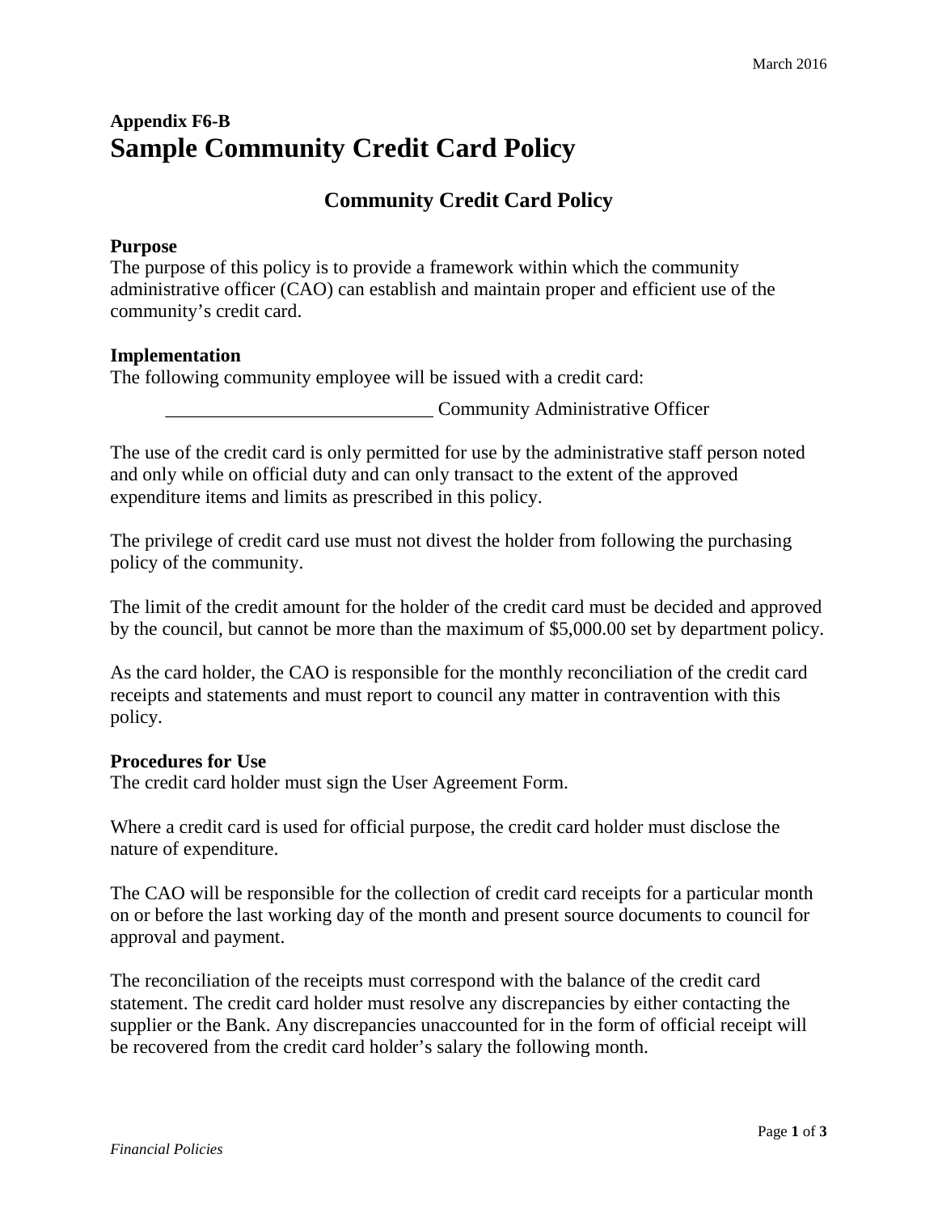**Appendix F6-B**

# Sample Community Credit Card Policy

## Community Credit Card Policy

**Purpose**
The purpose of this policy is to provide a framework within which the community administrative officer (CAO) can establish and maintain proper and efficient use of the community's credit card.

**Implementation**
The following community employee will be issued with a credit card:

___________________________ Community Administrative Officer

The use of the credit card is only permitted for use by the administrative staff person noted and only while on official duty and can only transact to the extent of the approved expenditure items and limits as prescribed in this policy.

The privilege of credit card use must not divest the holder from following the purchasing policy of the community.

The limit of the credit amount for the holder of the credit card must be decided and approved by the council, but cannot be more than the maximum of $5,000.00 set by department policy.

As the card holder, the CAO is responsible for the monthly reconciliation of the credit card receipts and statements and must report to council any matter in contravention with this policy.

**Procedures for Use**
The credit card holder must sign the User Agreement Form.

Where a credit card is used for official purpose, the credit card holder must disclose the nature of expenditure.

The CAO will be responsible for the collection of credit card receipts for a particular month on or before the last working day of the month and present source documents to council for approval and payment.

The reconciliation of the receipts must correspond with the balance of the credit card statement. The credit card holder must resolve any discrepancies by either contacting the supplier or the Bank. Any discrepancies unaccounted for in the form of official receipt will be recovered from the credit card holder's salary the following month.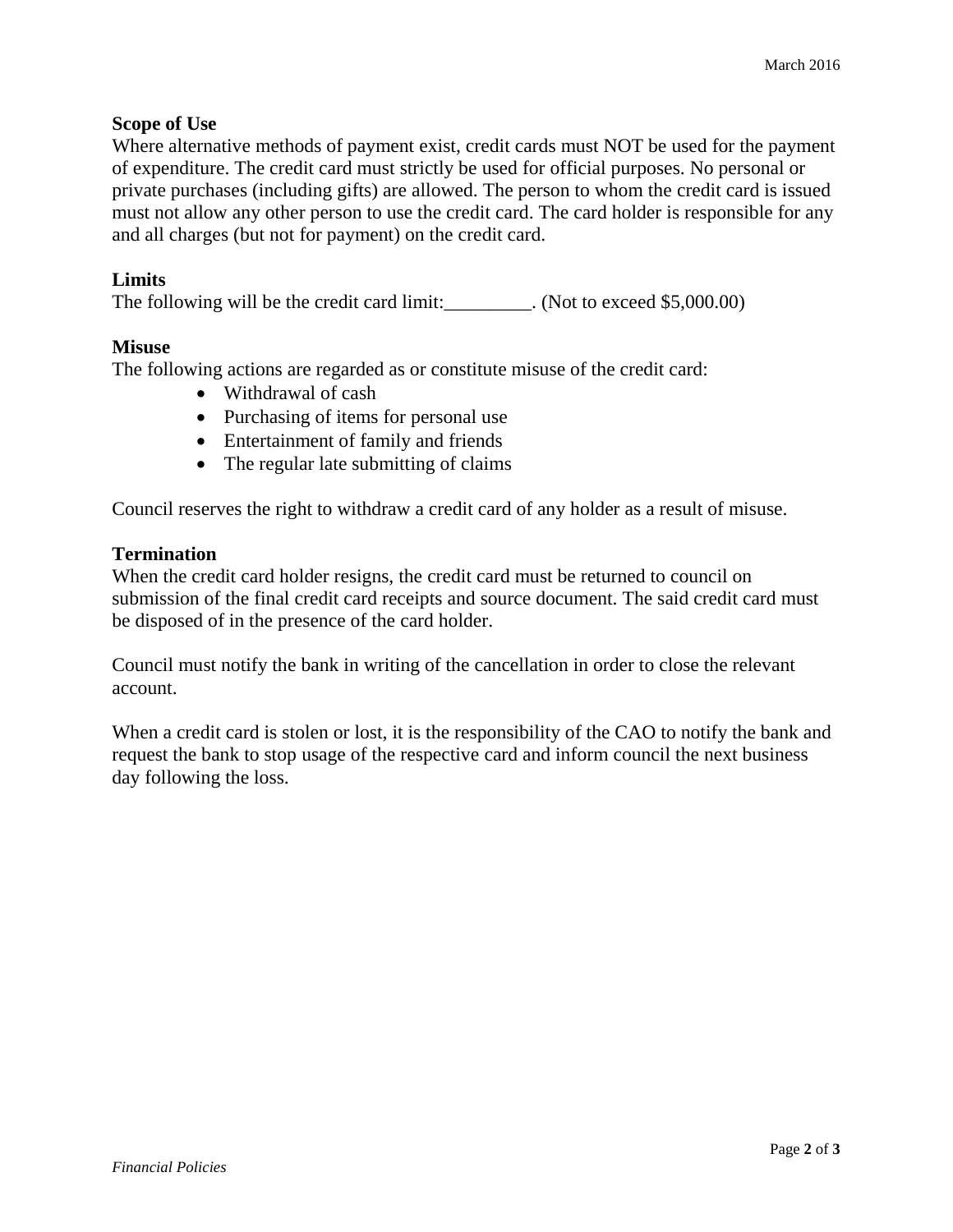**Scope of Use**
Where alternative methods of payment exist, credit cards must NOT be used for the payment of expenditure. The credit card must strictly be used for official purposes. No personal or private purchases (including gifts) are allowed. The person to whom the credit card is issued must not allow any other person to use the credit card. The card holder is responsible for any and all charges (but not for payment) on the credit card.

**Limits**
The following will be the credit card limit:_________. (Not to exceed $5,000.00)

**Misuse**
The following actions are regarded as or constitute misuse of the credit card:

- Withdrawal of cash
- Purchasing of items for personal use
- Entertainment of family and friends
- The regular late submitting of claims

Council reserves the right to withdraw a credit card of any holder as a result of misuse.

**Termination**
When the credit card holder resigns, the credit card must be returned to council on submission of the final credit card receipts and source document. The said credit card must be disposed of in the presence of the card holder.

Council must notify the bank in writing of the cancellation in order to close the relevant account.

When a credit card is stolen or lost, it is the responsibility of the CAO to notify the bank and request the bank to stop usage of the respective card and inform council the next business day following the loss.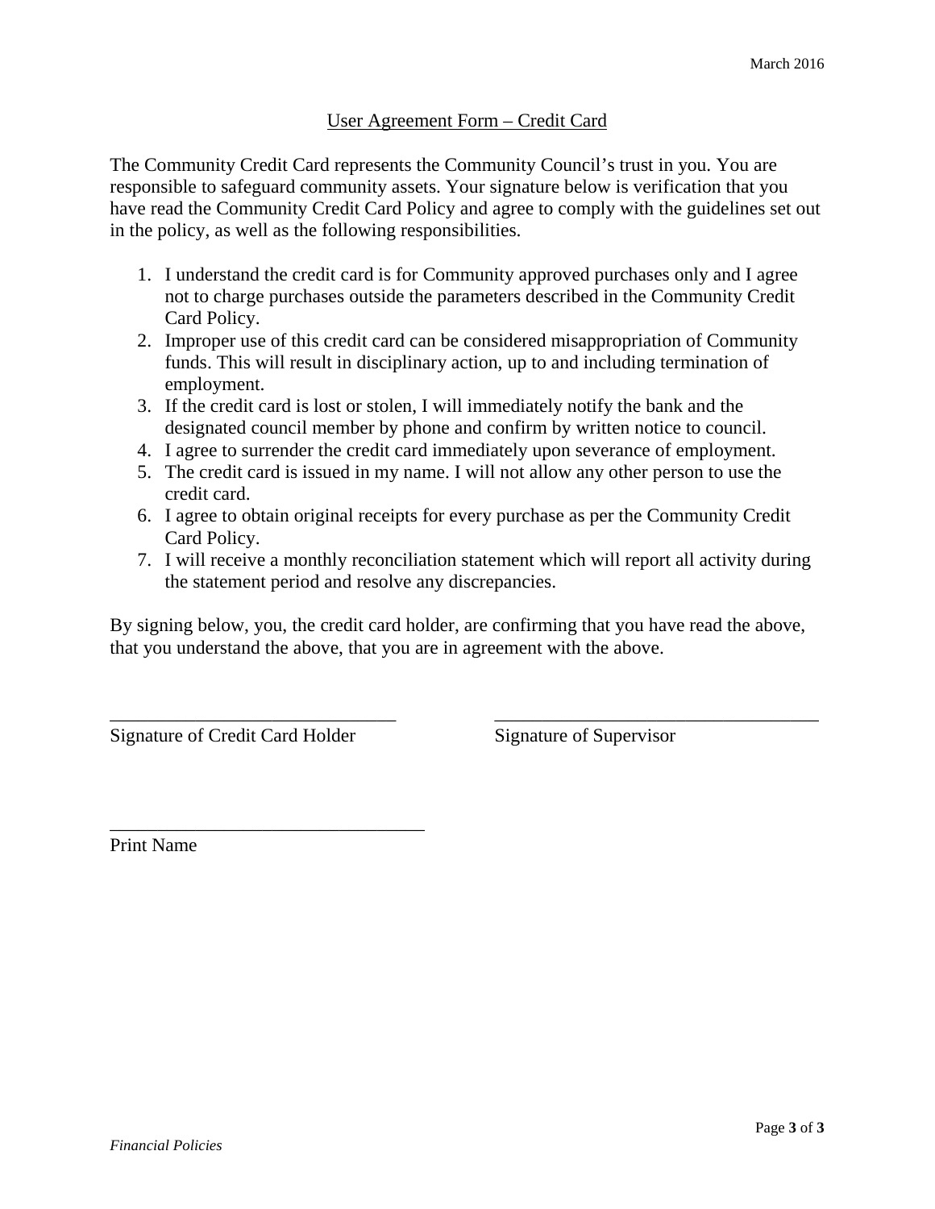## User Agreement Form – Credit Card

The Community Credit Card represents the Community Council's trust in you. You are responsible to safeguard community assets. Your signature below is verification that you have read the Community Credit Card Policy and agree to comply with the guidelines set out in the policy, as well as the following responsibilities.

1. I understand the credit card is for Community approved purchases only and I agree not to charge purchases outside the parameters described in the Community Credit Card Policy.
2. Improper use of this credit card can be considered misappropriation of Community funds. This will result in disciplinary action, up to and including termination of employment.
3. If the credit card is lost or stolen, I will immediately notify the bank and the designated council member by phone and confirm by written notice to council.
4. I agree to surrender the credit card immediately upon severance of employment.
5. The credit card is issued in my name. I will not allow any other person to use the credit card.
6. I agree to obtain original receipts for every purchase as per the Community Credit Card Policy.
7. I will receive a monthly reconciliation statement which will report all activity during the statement period and resolve any discrepancies.

By signing below, you, the credit card holder, are confirming that you have read the above, that you understand the above, that you are in agreement with the above.

______________________________ Signature of Credit Card Holder

__________________________________ Signature of Supervisor

_________________________________ Print Name